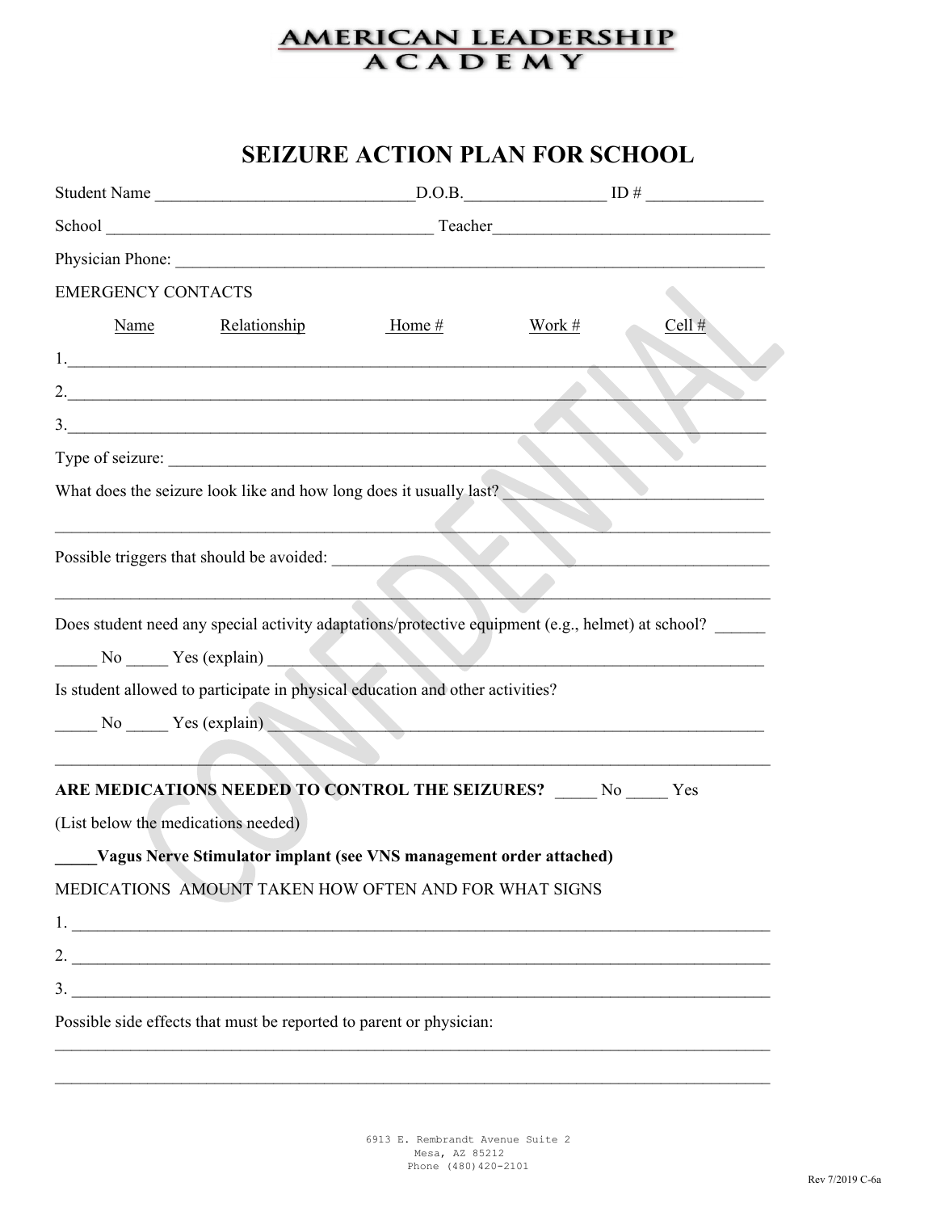AMERICAN LEADERSHIP ACADEMY

# SEIZURE ACTION PLAN FOR SCHOOL

Student Name ______________________________D.O.B.________________ ID # _____________

School ______________________________________ Teacher________________________________

Physician Phone: ______________________________________________________________________

EMERGENCY CONTACTS

| Name | Relationship | Home # | Work # | Cell # |
|---|---|---|---|---|
| 1. | | | | |
| 2. | | | | |
| 3. | | | | |

Type of seizure: ______________________________________________________________________

What does the seizure look like and how long does it usually last? ____________________________

_____________________________________________________________________________________

Possible triggers that should be avoided: ________________________________________________

_____________________________________________________________________________________

Does student need any special activity adaptations/protective equipment (e.g., helmet) at school? ______

_____ No _____ Yes (explain) _________________________________________________________

Is student allowed to participate in physical education and other activities?

_____ No _____ Yes (explain) _________________________________________________________

_____________________________________________________________________________________

**ARE MEDICATIONS NEEDED TO CONTROL THE SEIZURES?** _____ No _____ Yes

(List below the medications needed)

**_____Vagus Nerve Stimulator implant (see VNS management order attached)**

MEDICATIONS AMOUNT TAKEN HOW OFTEN AND FOR WHAT SIGNS

1. ___________________________________________________________________________________

2. ___________________________________________________________________________________

3. ___________________________________________________________________________________

Possible side effects that must be reported to parent or physician:

_____________________________________________________________________________________

_____________________________________________________________________________________

6913 E. Rembrandt Avenue Suite 2
Mesa, AZ 85212
Phone (480)420-2101

Rev 7/2019 C-6a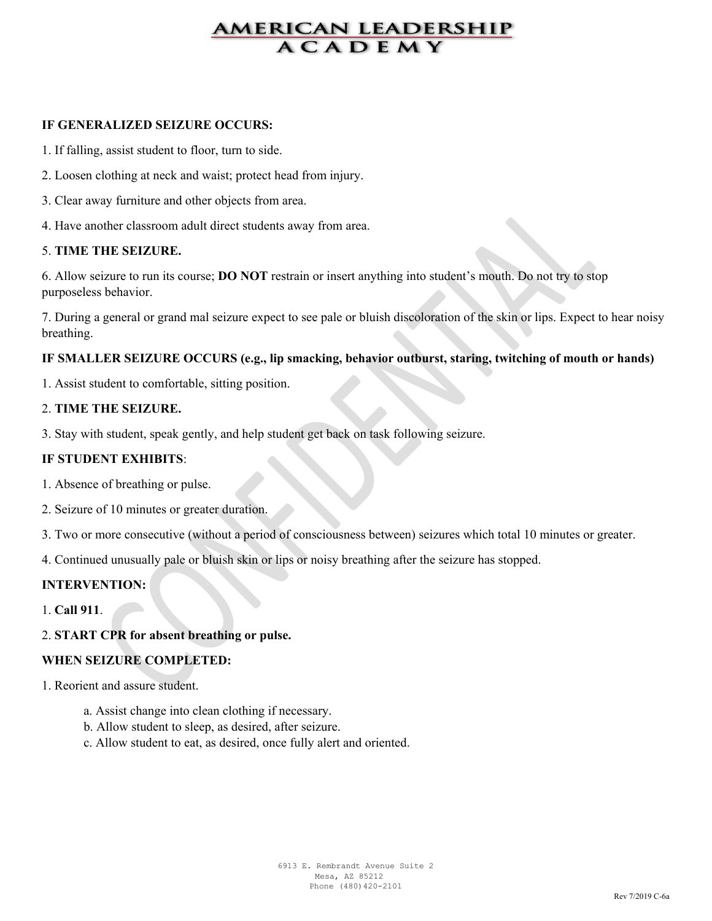**IF GENERALIZED SEIZURE OCCURS:**

1. If falling, assist student to floor, turn to side.

2. Loosen clothing at neck and waist; protect head from injury.

3. Clear away furniture and other objects from area.

4. Have another classroom adult direct students away from area.

5. **TIME THE SEIZURE.**

6. Allow seizure to run its course; **DO NOT** restrain or insert anything into student's mouth. Do not try to stop purposeless behavior.

7. During a general or grand mal seizure expect to see pale or bluish discoloration of the skin or lips. Expect to hear noisy breathing.

**IF SMALLER SEIZURE OCCURS (e.g., lip smacking, behavior outburst, staring, twitching of mouth or hands)**

1. Assist student to comfortable, sitting position.

2. **TIME THE SEIZURE.**

3. Stay with student, speak gently, and help student get back on task following seizure.

**IF STUDENT EXHIBITS**:

1. Absence of breathing or pulse.

2. Seizure of 10 minutes or greater duration.

3. Two or more consecutive (without a period of consciousness between) seizures which total 10 minutes or greater.

4. Continued unusually pale or bluish skin or lips or noisy breathing after the seizure has stopped.

**INTERVENTION:**

1. **Call 911**.

2. **START CPR for absent breathing or pulse.**

**WHEN SEIZURE COMPLETED:**

1. Reorient and assure student.

   a. Assist change into clean clothing if necessary.
   b. Allow student to sleep, as desired, after seizure.
   c. Allow student to eat, as desired, once fully alert and oriented.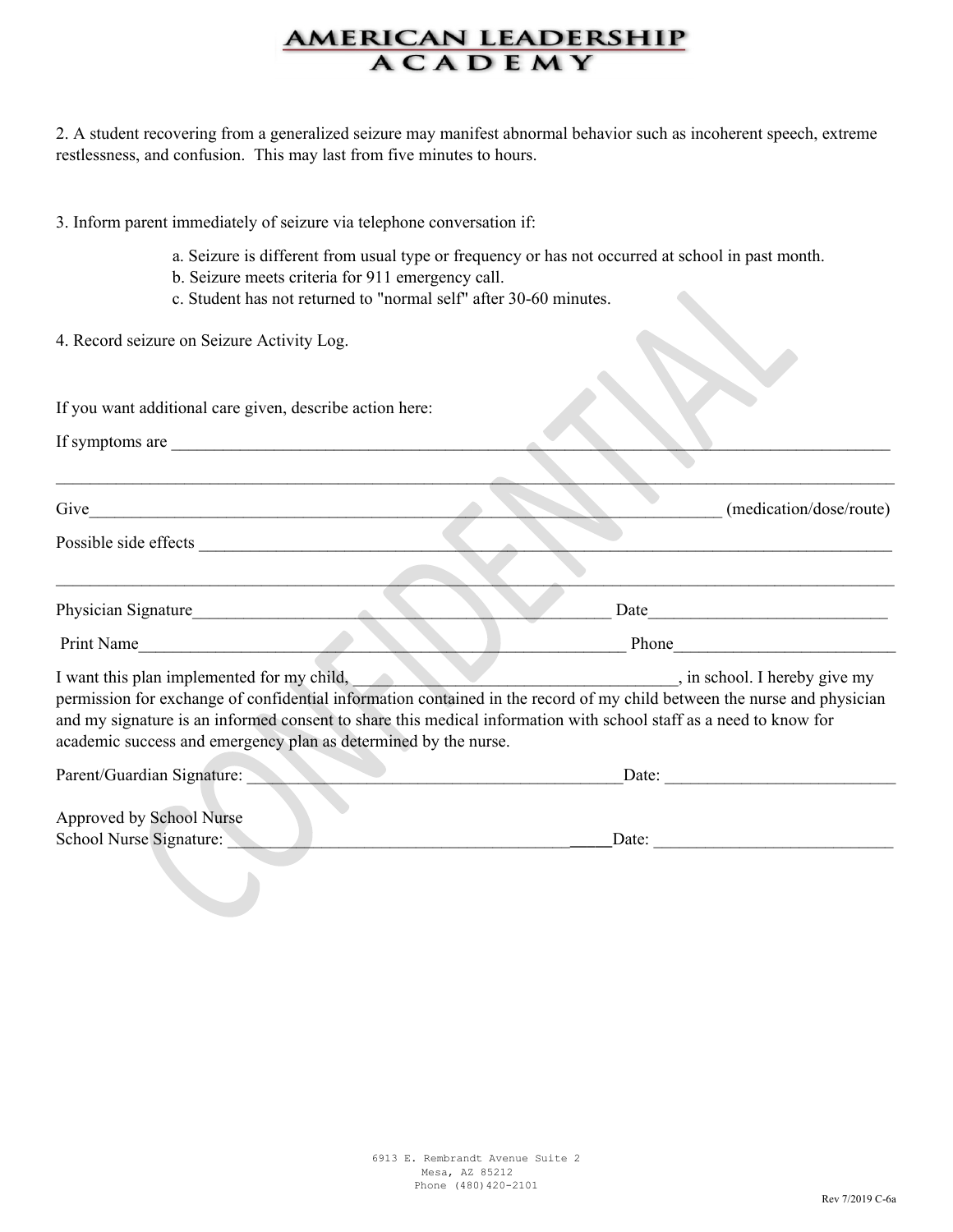# AMERICAN LEADERSHIP ACADEMY

2. A student recovering from a generalized seizure may manifest abnormal behavior such as incoherent speech, extreme restlessness, and confusion. This may last from five minutes to hours.

3. Inform parent immediately of seizure via telephone conversation if:

   a. Seizure is different from usual type or frequency or has not occurred at school in past month.
   b. Seizure meets criteria for 911 emergency call.
   c. Student has not returned to "normal self" after 30-60 minutes.

4. Record seizure on Seizure Activity Log.

If you want additional care given, describe action here:

If symptoms are ____________________________________________________________________________

______________________________________________________________________________________________

Give___________________________________________________________________________ (medication/dose/route)

Possible side effects _________________________________________________________________________

______________________________________________________________________________________________

Physician Signature_______________________________________________ Date___________________________

Print Name_____________________________________________________ Phone__________________________

I want this plan implemented for my child, ____________________________________, in school. I hereby give my permission for exchange of confidential information contained in the record of my child between the nurse and physician and my signature is an informed consent to share this medical information with school staff as a need to know for academic success and emergency plan as determined by the nurse.

Parent/Guardian Signature: ___________________________________________Date: ___________________________

Approved by School Nurse
School Nurse Signature: _____________________________________________Date: ___________________________

CONFIDENTIAL

6913 E. Rembrandt Avenue Suite 2
Mesa, AZ 85212
Phone (480)420-2101

Rev 7/2019 C-6a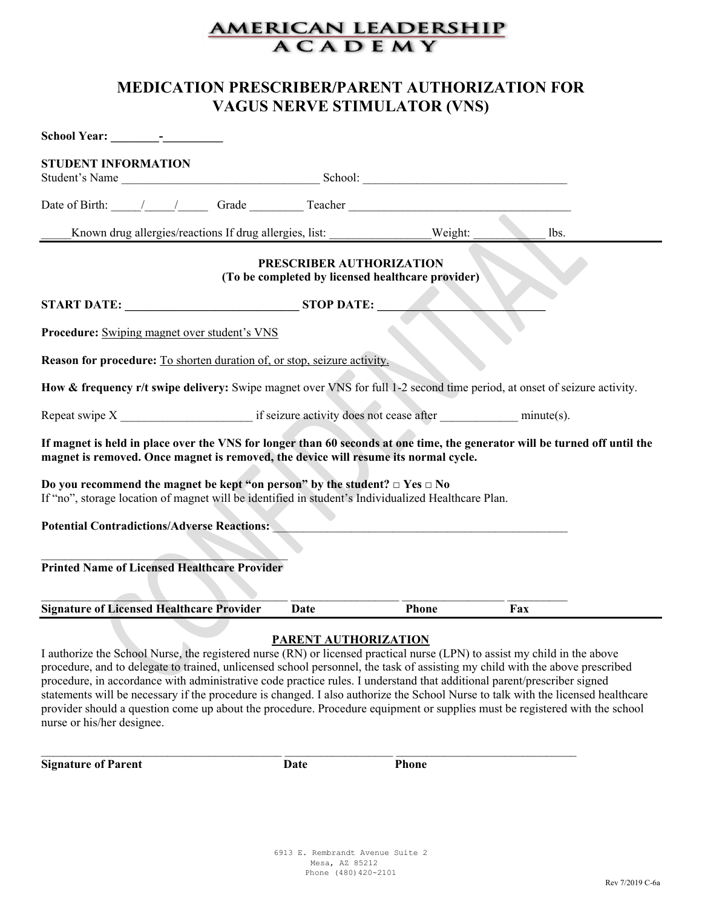**AMERICAN LEADERSHIP ACADEMY**

# MEDICATION PRESCRIBER/PARENT AUTHORIZATION FOR VAGUS NERVE STIMULATOR (VNS)

**School Year: ________-__________**

**STUDENT INFORMATION**

Student's Name _________________________________ School: __________________________________

Date of Birth: _____/_____/_____ Grade _________ Teacher _____________________________________

_____Known drug allergies/reactions If drug allergies, list: _________________Weight: ____________ lbs.

---

**PRESCRIBER AUTHORIZATION**
**(To be completed by licensed healthcare provider)**

**START DATE: _____________________________ STOP DATE: ____________________________**

**Procedure:** Swiping magnet over student's VNS

**Reason for procedure:** To shorten duration of, or stop, seizure activity.

**How & frequency r/t swipe delivery:** Swipe magnet over VNS for full 1-2 second time period, at onset of seizure activity.

Repeat swipe X ______________________ if seizure activity does not cease after _____________ minute(s).

**If magnet is held in place over the VNS for longer than 60 seconds at one time, the generator will be turned off until the magnet is removed. Once magnet is removed, the device will resume its normal cycle.**

**Do you recommend the magnet be kept "on person" by the student? □ Yes □ No**

If "no", storage location of magnet will be identified in student's Individualized Healthcare Plan.

**Potential Contradictions/Adverse Reactions:** ____________________________________________________

_________________________________________
**Printed Name of Licensed Healthcare Provider**

_________________________________________ __________________ _________________ __________
**Signature of Licensed Healthcare Provider** **Date** **Phone** **Fax**

---

**PARENT AUTHORIZATION**

I authorize the School Nurse, the registered nurse (RN) or licensed practical nurse (LPN) to assist my child in the above procedure, and to delegate to trained, unlicensed school personnel, the task of assisting my child with the above prescribed procedure, in accordance with administrative code practice rules. I understand that additional parent/prescriber signed statements will be necessary if the procedure is changed. I also authorize the School Nurse to talk with the licensed healthcare provider should a question come up about the procedure. Procedure equipment or supplies must be registered with the school nurse or his/her designee.

_________________________________________ __________________ _______________________________
**Signature of Parent** **Date** **Phone**

6913 E. Rembrandt Avenue Suite 2
Mesa, AZ 85212
Phone (480)420-2101

Rev 7/2019 C-6a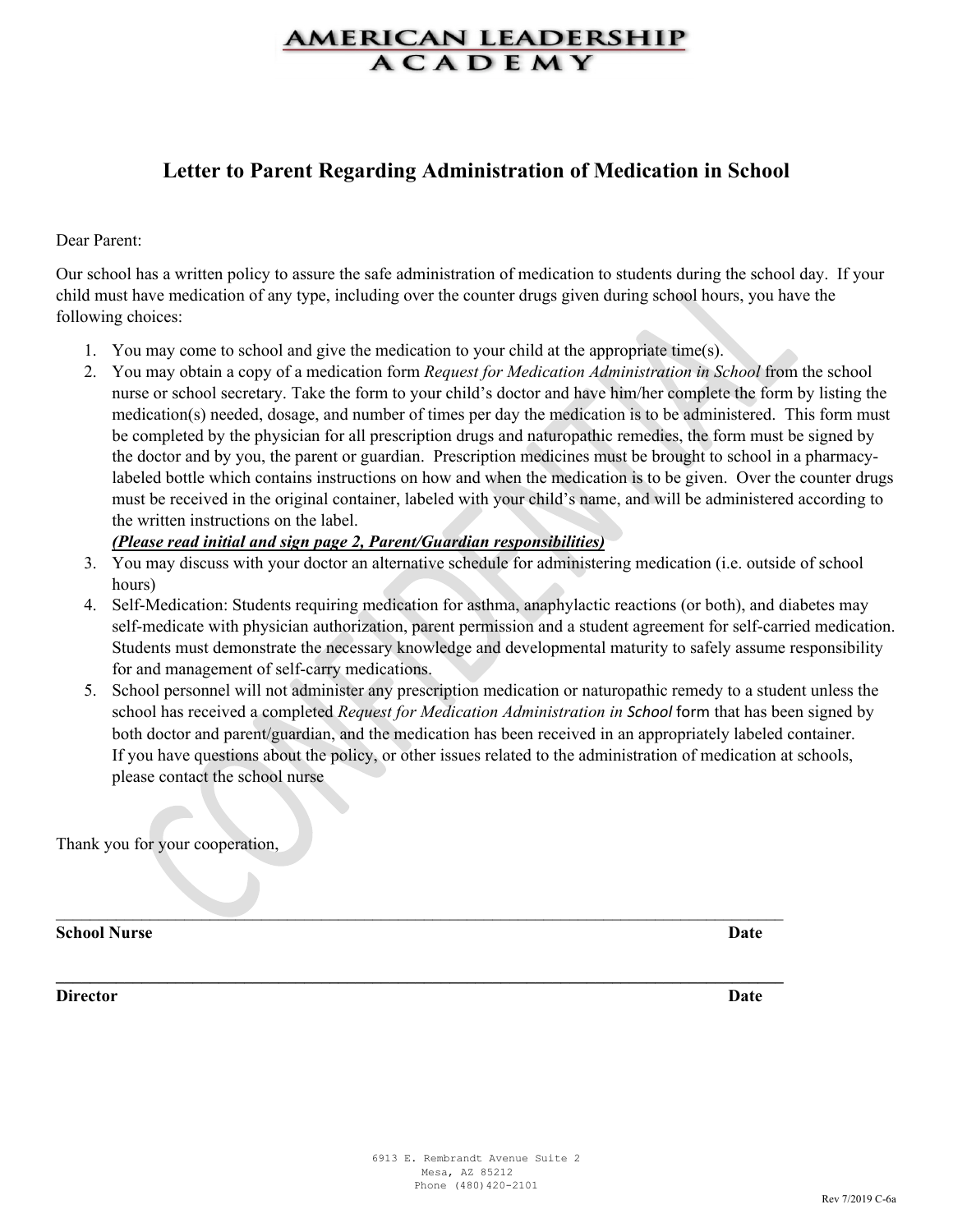AMERICAN LEADERSHIP ACADEMY

# Letter to Parent Regarding Administration of Medication in School

Dear Parent:

Our school has a written policy to assure the safe administration of medication to students during the school day. If your child must have medication of any type, including over the counter drugs given during school hours, you have the following choices:

1. You may come to school and give the medication to your child at the appropriate time(s).
2. You may obtain a copy of a medication form *Request for Medication Administration in School* from the school nurse or school secretary. Take the form to your child's doctor and have him/her complete the form by listing the medication(s) needed, dosage, and number of times per day the medication is to be administered. This form must be completed by the physician for all prescription drugs and naturopathic remedies, the form must be signed by the doctor and by you, the parent or guardian. Prescription medicines must be brought to school in a pharmacy-labeled bottle which contains instructions on how and when the medication is to be given. Over the counter drugs must be received in the original container, labeled with your child's name, and will be administered according to the written instructions on the label.
***(Please read initial and sign page 2, Parent/Guardian responsibilities)***
3. You may discuss with your doctor an alternative schedule for administering medication (i.e. outside of school hours)
4. Self-Medication: Students requiring medication for asthma, anaphylactic reactions (or both), and diabetes may self-medicate with physician authorization, parent permission and a student agreement for self-carried medication. Students must demonstrate the necessary knowledge and developmental maturity to safely assume responsibility for and management of self-carry medications.
5. School personnel will not administer any prescription medication or naturopathic remedy to a student unless the school has received a completed *Request for Medication Administration in School* form that has been signed by both doctor and parent/guardian, and the medication has been received in an appropriately labeled container.
If you have questions about the policy, or other issues related to the administration of medication at schools, please contact the school nurse

Thank you for your cooperation,

_______________________________________________

**School Nurse** **Date**

_______________________________________________

**Director** **Date**

6913 E. Rembrandt Avenue Suite 2
Mesa, AZ 85212
Phone (480)420-2101

Rev 7/2019 C-6a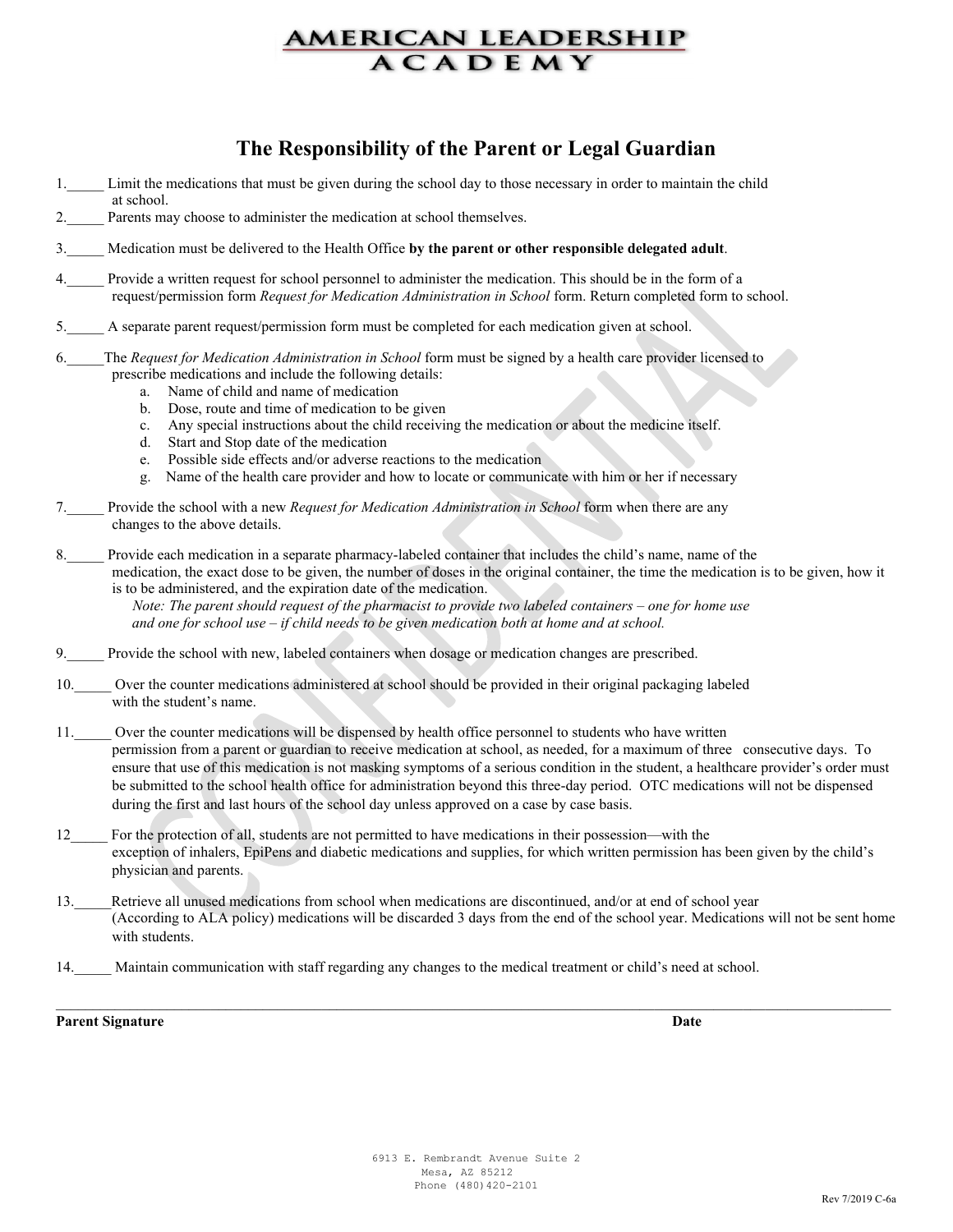# AMERICAN LEADERSHIP ACADEMY

## The Responsibility of the Parent or Legal Guardian

1.\_\_\_\_\_ Limit the medications that must be given during the school day to those necessary in order to maintain the child at school.

2.\_\_\_\_\_ Parents may choose to administer the medication at school themselves.

3.\_\_\_\_\_ Medication must be delivered to the Health Office **by the parent or other responsible delegated adult**.

4.\_\_\_\_\_ Provide a written request for school personnel to administer the medication. This should be in the form of a request/permission form *Request for Medication Administration in School* form. Return completed form to school.

5.\_\_\_\_\_ A separate parent request/permission form must be completed for each medication given at school.

6.\_\_\_\_\_The *Request for Medication Administration in School* form must be signed by a health care provider licensed to prescribe medications and include the following details:

  a. Name of child and name of medication
  b. Dose, route and time of medication to be given
  c. Any special instructions about the child receiving the medication or about the medicine itself.
  d. Start and Stop date of the medication
  e. Possible side effects and/or adverse reactions to the medication
  g. Name of the health care provider and how to locate or communicate with him or her if necessary

7.\_\_\_\_\_ Provide the school with a new *Request for Medication Administration in School* form when there are any changes to the above details.

8.\_\_\_\_\_ Provide each medication in a separate pharmacy-labeled container that includes the child's name, name of the medication, the exact dose to be given, the number of doses in the original container, the time the medication is to be given, how it is to be administered, and the expiration date of the medication.
*Note: The parent should request of the pharmacist to provide two labeled containers – one for home use and one for school use – if child needs to be given medication both at home and at school.*

9.\_\_\_\_\_ Provide the school with new, labeled containers when dosage or medication changes are prescribed.

10.\_\_\_\_\_ Over the counter medications administered at school should be provided in their original packaging labeled with the student's name.

11.\_\_\_\_\_ Over the counter medications will be dispensed by health office personnel to students who have written permission from a parent or guardian to receive medication at school, as needed, for a maximum of three consecutive days. To ensure that use of this medication is not masking symptoms of a serious condition in the student, a healthcare provider's order must be submitted to the school health office for administration beyond this three-day period. OTC medications will not be dispensed during the first and last hours of the school day unless approved on a case by case basis.

12\_\_\_\_\_ For the protection of all, students are not permitted to have medications in their possession—with the exception of inhalers, EpiPens and diabetic medications and supplies, for which written permission has been given by the child's physician and parents.

13.\_\_\_\_\_Retrieve all unused medications from school when medications are discontinued, and/or at end of school year (According to ALA policy) medications will be discarded 3 days from the end of the school year. Medications will not be sent home with students.

14.\_\_\_\_\_ Maintain communication with staff regarding any changes to the medical treatment or child's need at school.

---

**Parent Signature** **Date**

6913 E. Rembrandt Avenue Suite 2
Mesa, AZ 85212
Phone (480)420-2101

Rev 7/2019 C-6a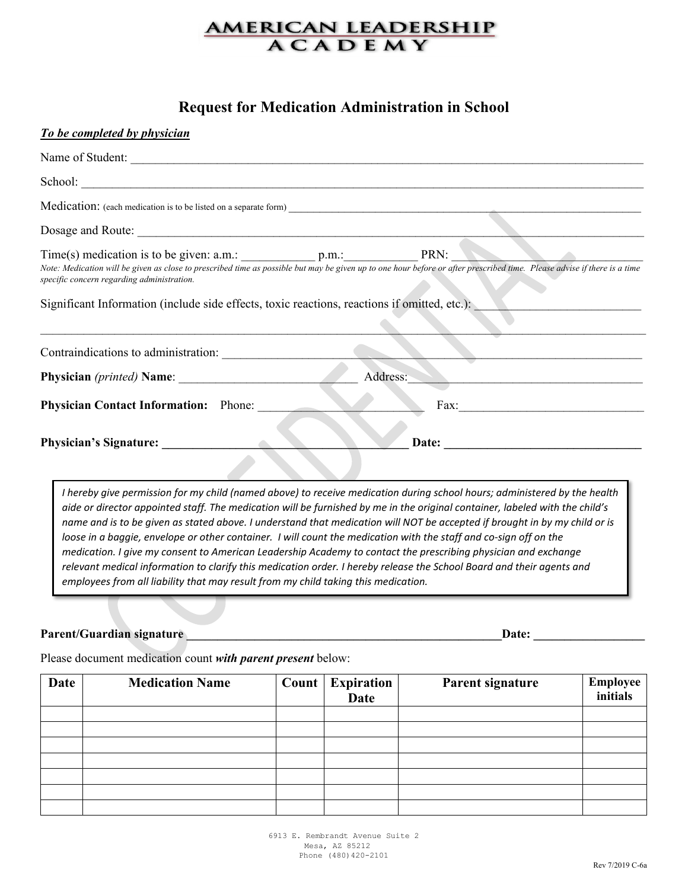# AMERICAN LEADERSHIP ACADEMY

## Request for Medication Administration in School

***To be completed by physician***

Name of Student: ___________________________________________________________________________

School: ___________________________________________________________________________

Medication: (each medication is to be listed on a separate form) _______________________________________________________

Dosage and Route: ___________________________________________________________________________

Time(s) medication is to be given: a.m.: ___________ p.m.:___________ PRN: ___________________________

*Note: Medication will be given as close to prescribed time as possible but may be given up to one hour before or after prescribed time. Please advise if there is a time specific concern regarding administration.*

Significant Information (include side effects, toxic reactions, reactions if omitted, etc.): _________________________

___________________________________________________________________________

Contraindications to administration: ___________________________________________________________

**Physician** *(printed)* **Name**: ___________________________ Address:___________________________________

**Physician Contact Information:** Phone: ________________________ Fax:____________________________

**Physician's Signature: ______________________________________ Date: _____________________________**

> *I hereby give permission for my child (named above) to receive medication during school hours; administered by the health aide or director appointed staff. The medication will be furnished by me in the original container, labeled with the child's name and is to be given as stated above. I understand that medication will NOT be accepted if brought in by my child or is loose in a baggie, envelope or other container. I will count the medication with the staff and co-sign off on the medication. I give my consent to American Leadership Academy to contact the prescribing physician and exchange relevant medical information to clarify this medication order. I hereby release the School Board and their agents and employees from all liability that may result from my child taking this medication.*

**Parent/Guardian signature ________________________________________________Date: _________________**

Please document medication count ***with parent present*** below:

| Date | Medication Name | Count | Expiration Date | Parent signature | Employee initials |
|---|---|---|---|---|---|
| | | | | | |
| | | | | | |
| | | | | | |
| | | | | | |
| | | | | | |
| | | | | | |
| | | | | | |

6913 E. Rembrandt Avenue Suite 2
Mesa, AZ 85212
Phone (480)420-2101

Rev 7/2019 C-6a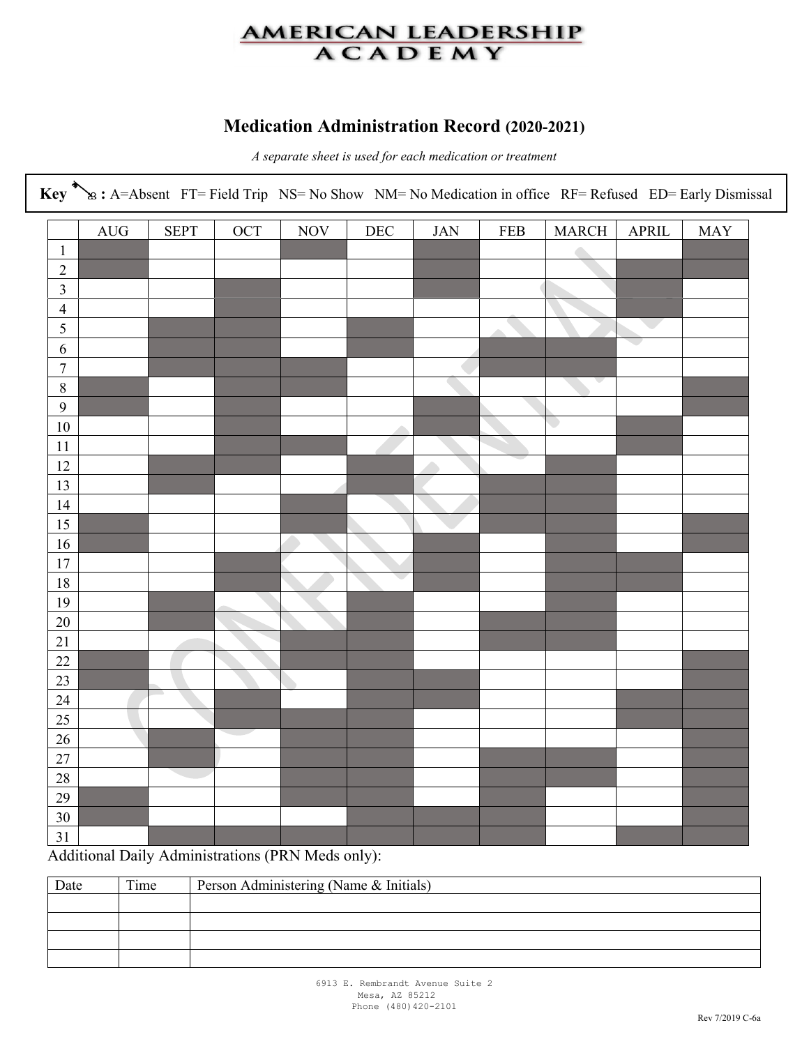# AMERICAN LEADERSHIP ACADEMY

## Medication Administration Record (2020-2021)

*A separate sheet is used for each medication or treatment*

**Key** : A=Absent FT= Field Trip NS= No Show NM= No Medication in office RF= Refused ED= Early Dismissal

| | AUG | SEPT | OCT | NOV | DEC | JAN | FEB | MARCH | APRIL | MAY |
|---|---|---|---|---|---|---|---|---|---|---|
| 1 | | | | | | | | | | |
| 2 | | | | | | | | | | |
| 3 | | | | | | | | | | |
| 4 | | | | | | | | | | |
| 5 | | | | | | | | | | |
| 6 | | | | | | | | | | |
| 7 | | | | | | | | | | |
| 8 | | | | | | | | | | |
| 9 | | | | | | | | | | |
| 10 | | | | | | | | | | |
| 11 | | | | | | | | | | |
| 12 | | | | | | | | | | |
| 13 | | | | | | | | | | |
| 14 | | | | | | | | | | |
| 15 | | | | | | | | | | |
| 16 | | | | | | | | | | |
| 17 | | | | | | | | | | |
| 18 | | | | | | | | | | |
| 19 | | | | | | | | | | |
| 20 | | | | | | | | | | |
| 21 | | | | | | | | | | |
| 22 | | | | | | | | | | |
| 23 | | | | | | | | | | |
| 24 | | | | | | | | | | |
| 25 | | | | | | | | | | |
| 26 | | | | | | | | | | |
| 27 | | | | | | | | | | |
| 28 | | | | | | | | | | |
| 29 | | | | | | | | | | |
| 30 | | | | | | | | | | |
| 31 | | | | | | | | | | |

Additional Daily Administrations (PRN Meds only):

| Date | Time | Person Administering (Name & Initials) |
|---|---|---|
| | | |
| | | |
| | | |
| | | |

6913 E. Rembrandt Avenue Suite 2
Mesa, AZ 85212
Phone (480)420-2101

Rev 7/2019 C-6a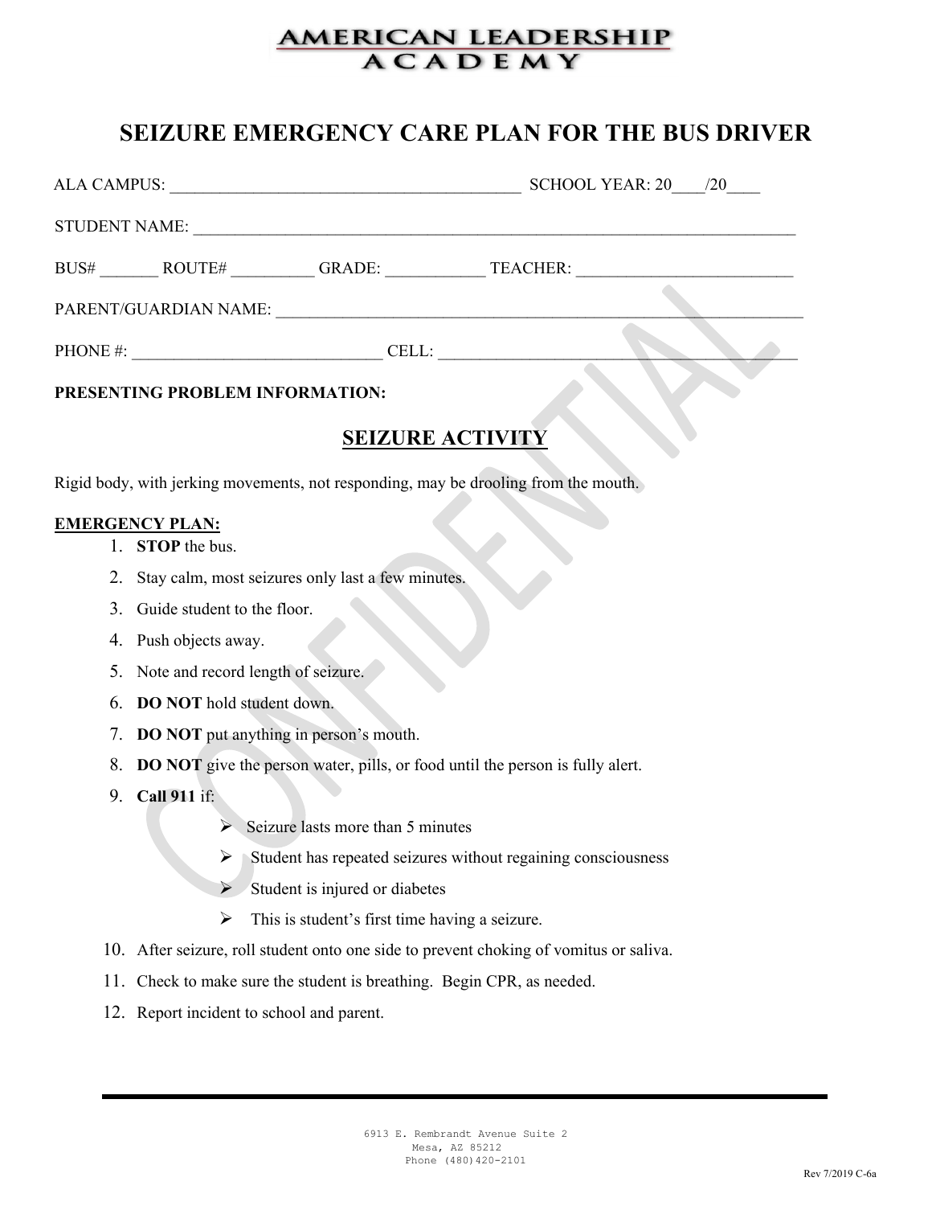# AMERICAN LEADERSHIP ACADEMY

## SEIZURE EMERGENCY CARE PLAN FOR THE BUS DRIVER

ALA CAMPUS: ____________________________________________ SCHOOL YEAR: 20____/20____

STUDENT NAME: ________________________________________________________________________________

BUS# _______ ROUTE# __________ GRADE: ____________ TEACHER: __________________________

PARENT/GUARDIAN NAME: _____________________________________________________________________

PHONE #: _______________________________ CELL: _____________________________________________

**PRESENTING PROBLEM INFORMATION:**

## SEIZURE ACTIVITY

Rigid body, with jerking movements, not responding, may be drooling from the mouth.

**EMERGENCY PLAN:**

1. **STOP** the bus.
2. Stay calm, most seizures only last a few minutes.
3. Guide student to the floor.
4. Push objects away.
5. Note and record length of seizure.
6. **DO NOT** hold student down.
7. **DO NOT** put anything in person's mouth.
8. **DO NOT** give the person water, pills, or food until the person is fully alert.
9. **Call 911** if:
   - Seizure lasts more than 5 minutes
   - Student has repeated seizures without regaining consciousness
   - Student is injured or diabetes
   - This is student's first time having a seizure.
10. After seizure, roll student onto one side to prevent choking of vomitus or saliva.
11. Check to make sure the student is breathing. Begin CPR, as needed.
12. Report incident to school and parent.

6913 E. Rembrandt Avenue Suite 2
Mesa, AZ 85212
Phone (480)420-2101

Rev 7/2019 C-6a